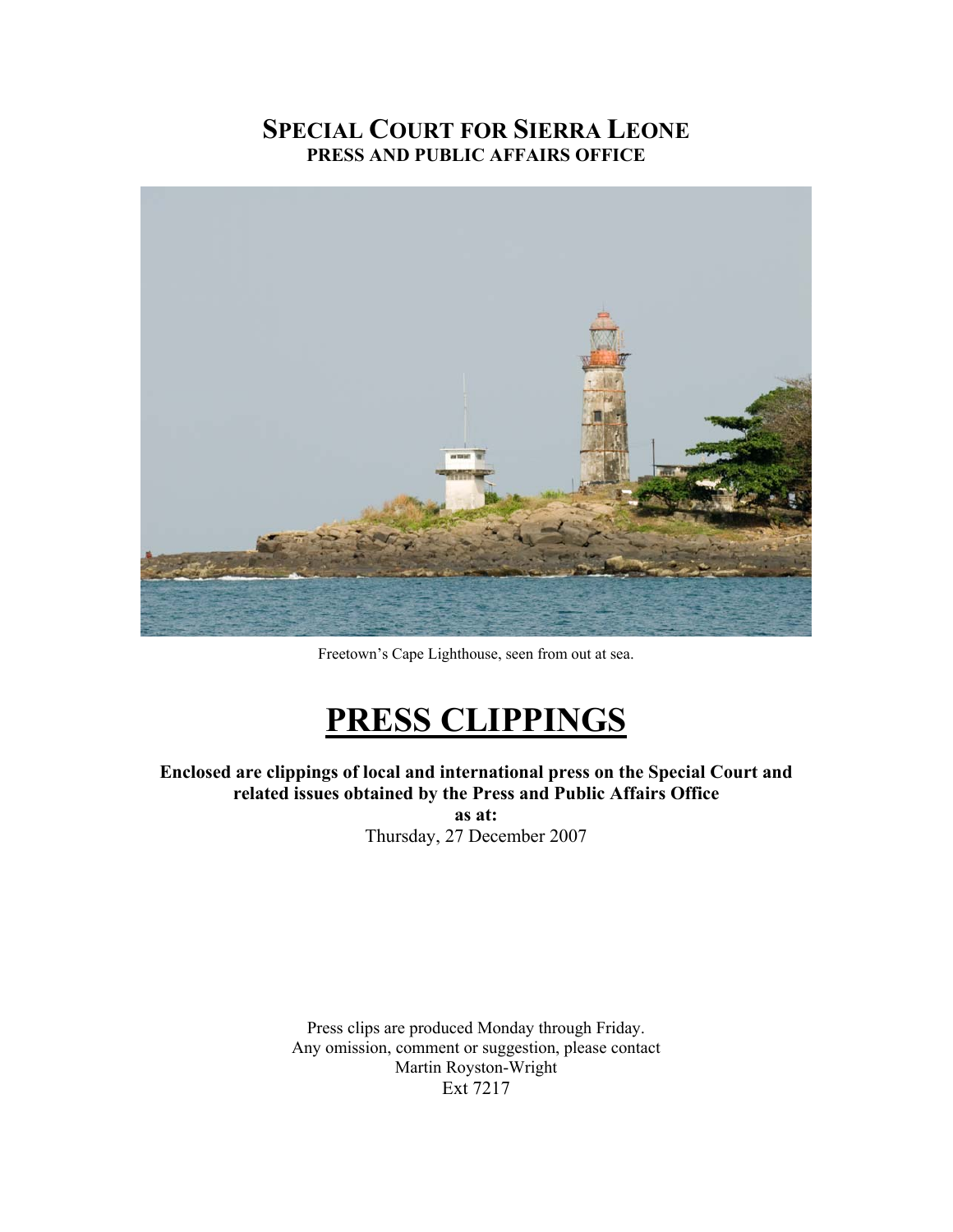# SPECIAL COURT FOR SIERRA LEONE
## PRESS AND PUBLIC AFFAIRS OFFICE

Freetown's Cape Lighthouse, seen from out at sea.

# PRESS CLIPPINGS

**Enclosed are clippings of local and international press on the Special Court and related issues obtained by the Press and Public Affairs Office**
**as at:**
Thursday, 27 December 2007

Press clips are produced Monday through Friday.
Any omission, comment or suggestion, please contact
Martin Royston-Wright
Ext 7217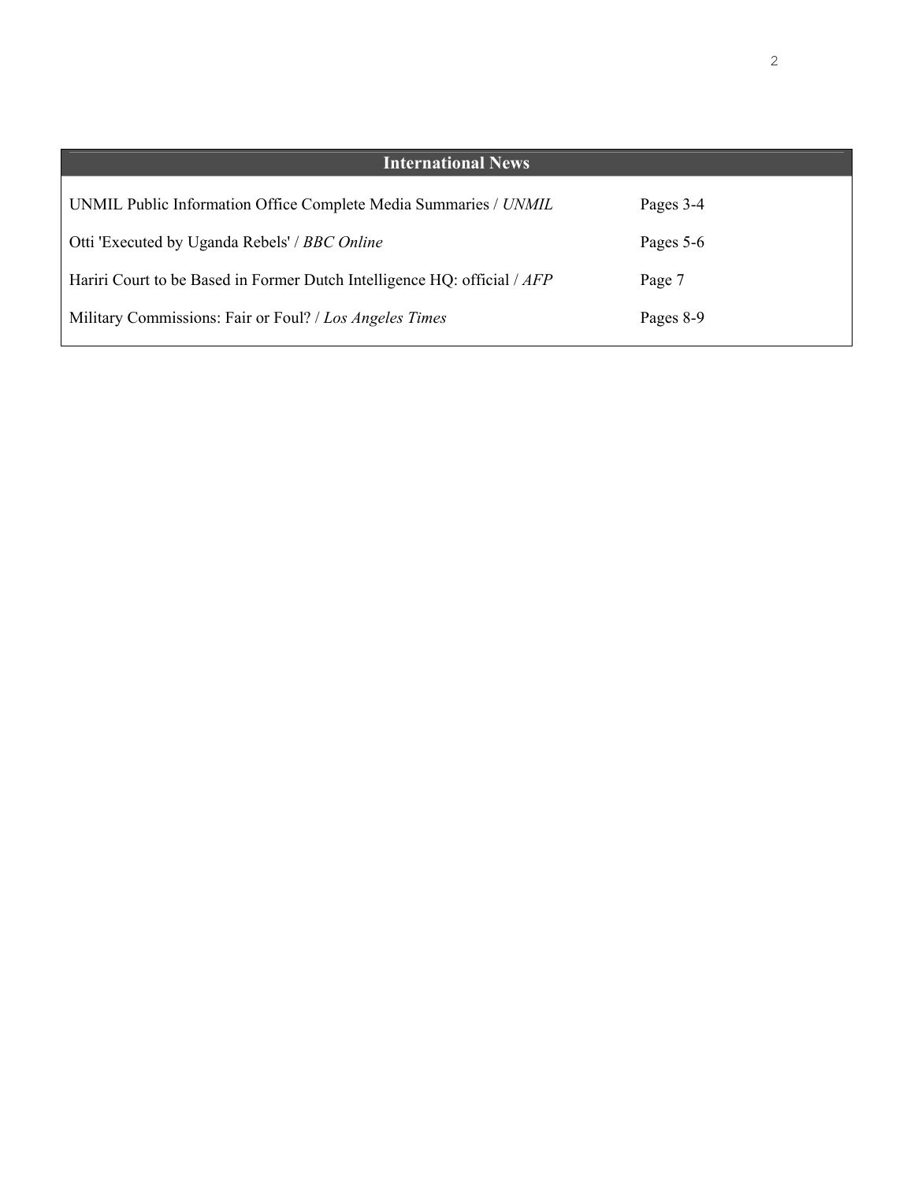## International News

| | |
|---|---|
| UNMIL Public Information Office Complete Media Summaries / *UNMIL* | Pages 3-4 |
| Otti 'Executed by Uganda Rebels' / *BBC Online* | Pages 5-6 |
| Hariri Court to be Based in Former Dutch Intelligence HQ: official / *AFP* | Page 7 |
| Military Commissions: Fair or Foul? / *Los Angeles Times* | Pages 8-9 |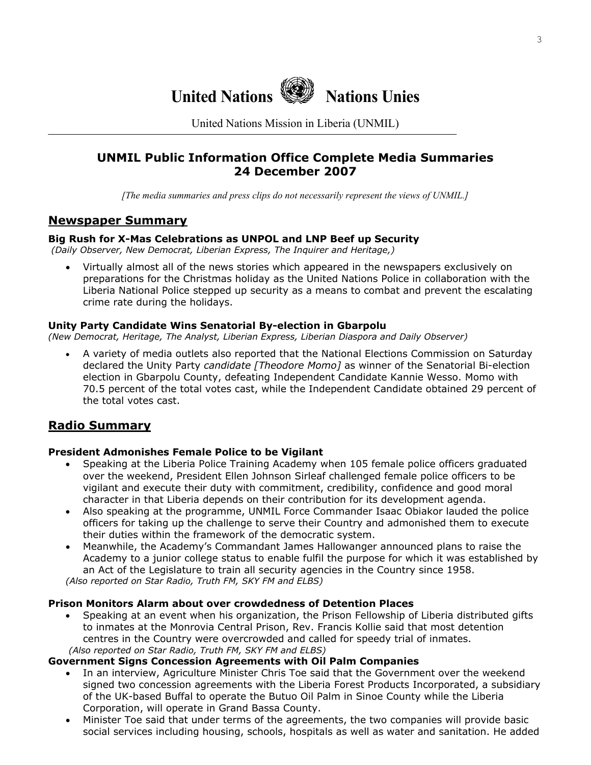# United Nations Nations Unies

United Nations Mission in Liberia (UNMIL)

## UNMIL Public Information Office Complete Media Summaries
## 24 December 2007

*[The media summaries and press clips do not necessarily represent the views of UNMIL.]*

## Newspaper Summary

**Big Rush for X-Mas Celebrations as UNPOL and LNP Beef up Security**
*(Daily Observer, New Democrat, Liberian Express, The Inquirer and Heritage,)*

- Virtually almost all of the news stories which appeared in the newspapers exclusively on preparations for the Christmas holiday as the United Nations Police in collaboration with the Liberia National Police stepped up security as a means to combat and prevent the escalating crime rate during the holidays.

**Unity Party Candidate Wins Senatorial By-election in Gbarpolu**
*(New Democrat, Heritage, The Analyst, Liberian Express, Liberian Diaspora and Daily Observer)*

- A variety of media outlets also reported that the National Elections Commission on Saturday declared the Unity Party *candidate [Theodore Momo]* as winner of the Senatorial Bi-election election in Gbarpolu County, defeating Independent Candidate Kannie Wesso. Momo with 70.5 percent of the total votes cast, while the Independent Candidate obtained 29 percent of the total votes cast.

## Radio Summary

**President Admonishes Female Police to be Vigilant**

- Speaking at the Liberia Police Training Academy when 105 female police officers graduated over the weekend, President Ellen Johnson Sirleaf challenged female police officers to be vigilant and execute their duty with commitment, credibility, confidence and good moral character in that Liberia depends on their contribution for its development agenda.
- Also speaking at the programme, UNMIL Force Commander Isaac Obiakor lauded the police officers for taking up the challenge to serve their Country and admonished them to execute their duties within the framework of the democratic system.
- Meanwhile, the Academy's Commandant James Hallowanger announced plans to raise the Academy to a junior college status to enable fulfil the purpose for which it was established by an Act of the Legislature to train all security agencies in the Country since 1958.

*(Also reported on Star Radio, Truth FM, SKY FM and ELBS)*

**Prison Monitors Alarm about over crowdedness of Detention Places**

- Speaking at an event when his organization, the Prison Fellowship of Liberia distributed gifts to inmates at the Monrovia Central Prison, Rev. Francis Kollie said that most detention centres in the Country were overcrowded and called for speedy trial of inmates.

*(Also reported on Star Radio, Truth FM, SKY FM and ELBS)*

**Government Signs Concession Agreements with Oil Palm Companies**

- In an interview, Agriculture Minister Chris Toe said that the Government over the weekend signed two concession agreements with the Liberia Forest Products Incorporated, a subsidiary of the UK-based Buffal to operate the Butuo Oil Palm in Sinoe County while the Liberia Corporation, will operate in Grand Bassa County.
- Minister Toe said that under terms of the agreements, the two companies will provide basic social services including housing, schools, hospitals as well as water and sanitation. He added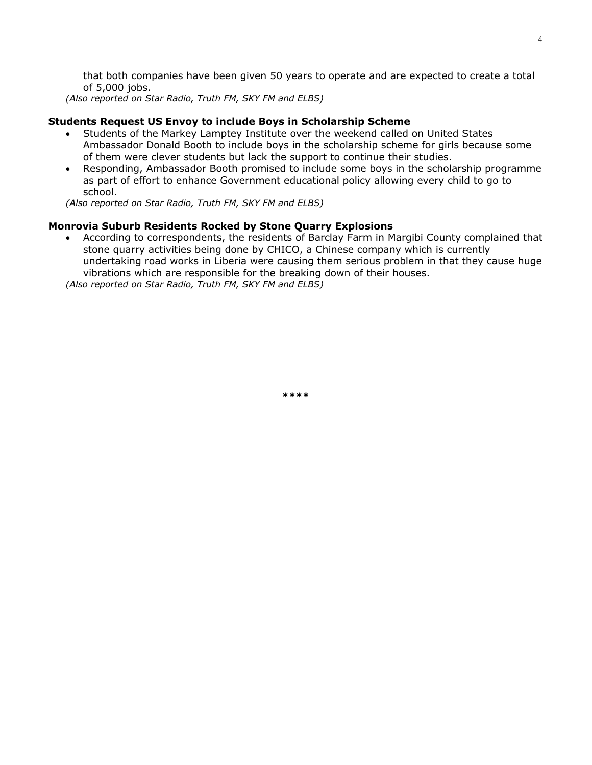that both companies have been given 50 years to operate and are expected to create a total of 5,000 jobs.

*(Also reported on Star Radio, Truth FM, SKY FM and ELBS)*

**Students Request US Envoy to include Boys in Scholarship Scheme**

- Students of the Markey Lamptey Institute over the weekend called on United States Ambassador Donald Booth to include boys in the scholarship scheme for girls because some of them were clever students but lack the support to continue their studies.
- Responding, Ambassador Booth promised to include some boys in the scholarship programme as part of effort to enhance Government educational policy allowing every child to go to school.

*(Also reported on Star Radio, Truth FM, SKY FM and ELBS)*

**Monrovia Suburb Residents Rocked by Stone Quarry Explosions**

- According to correspondents, the residents of Barclay Farm in Margibi County complained that stone quarry activities being done by CHICO, a Chinese company which is currently undertaking road works in Liberia were causing them serious problem in that they cause huge vibrations which are responsible for the breaking down of their houses.

*(Also reported on Star Radio, Truth FM, SKY FM and ELBS)*

\*\*\*\*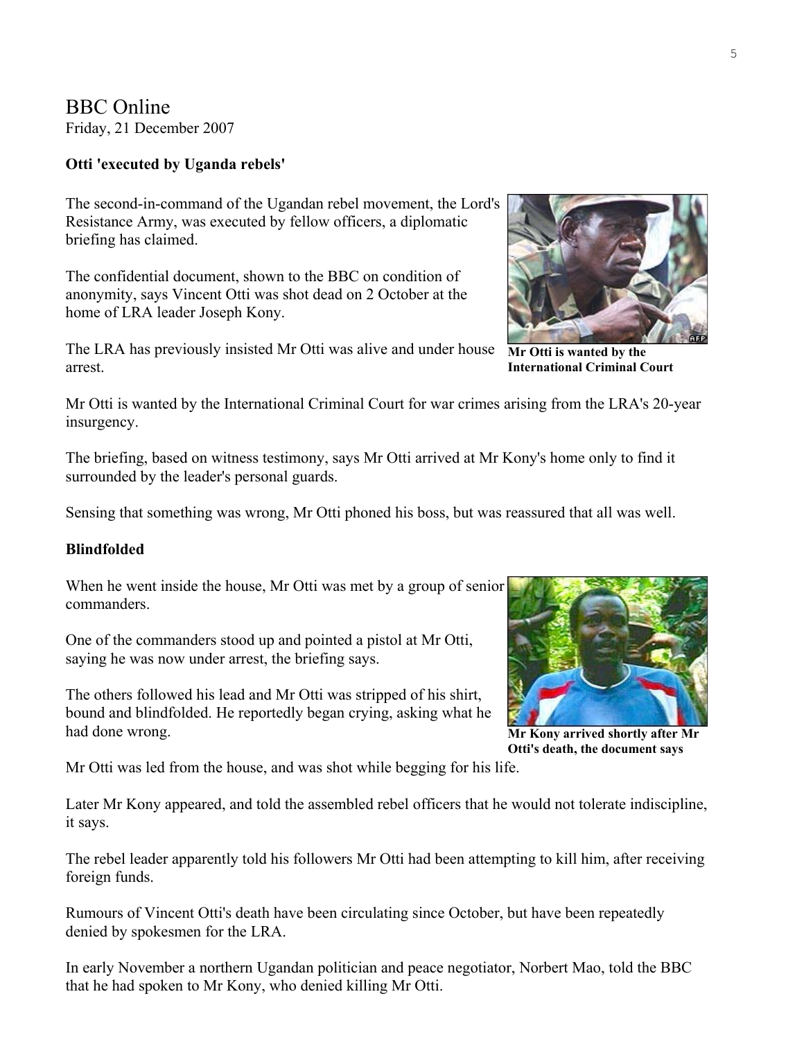# BBC Online

Friday, 21 December 2007

**Otti 'executed by Uganda rebels'**

The second-in-command of the Ugandan rebel movement, the Lord's Resistance Army, was executed by fellow officers, a diplomatic briefing has claimed.

The confidential document, shown to the BBC on condition of anonymity, says Vincent Otti was shot dead on 2 October at the home of LRA leader Joseph Kony.

The LRA has previously insisted Mr Otti was alive and under house arrest.

**Mr Otti is wanted by the International Criminal Court**

Mr Otti is wanted by the International Criminal Court for war crimes arising from the LRA's 20-year insurgency.

The briefing, based on witness testimony, says Mr Otti arrived at Mr Kony's home only to find it surrounded by the leader's personal guards.

Sensing that something was wrong, Mr Otti phoned his boss, but was reassured that all was well.

**Blindfolded**

When he went inside the house, Mr Otti was met by a group of senior commanders.

One of the commanders stood up and pointed a pistol at Mr Otti, saying he was now under arrest, the briefing says.

The others followed his lead and Mr Otti was stripped of his shirt, bound and blindfolded. He reportedly began crying, asking what he had done wrong.

**Mr Kony arrived shortly after Mr Otti's death, the document says**

Mr Otti was led from the house, and was shot while begging for his life.

Later Mr Kony appeared, and told the assembled rebel officers that he would not tolerate indiscipline, it says.

The rebel leader apparently told his followers Mr Otti had been attempting to kill him, after receiving foreign funds.

Rumours of Vincent Otti's death have been circulating since October, but have been repeatedly denied by spokesmen for the LRA.

In early November a northern Ugandan politician and peace negotiator, Norbert Mao, told the BBC that he had spoken to Mr Kony, who denied killing Mr Otti.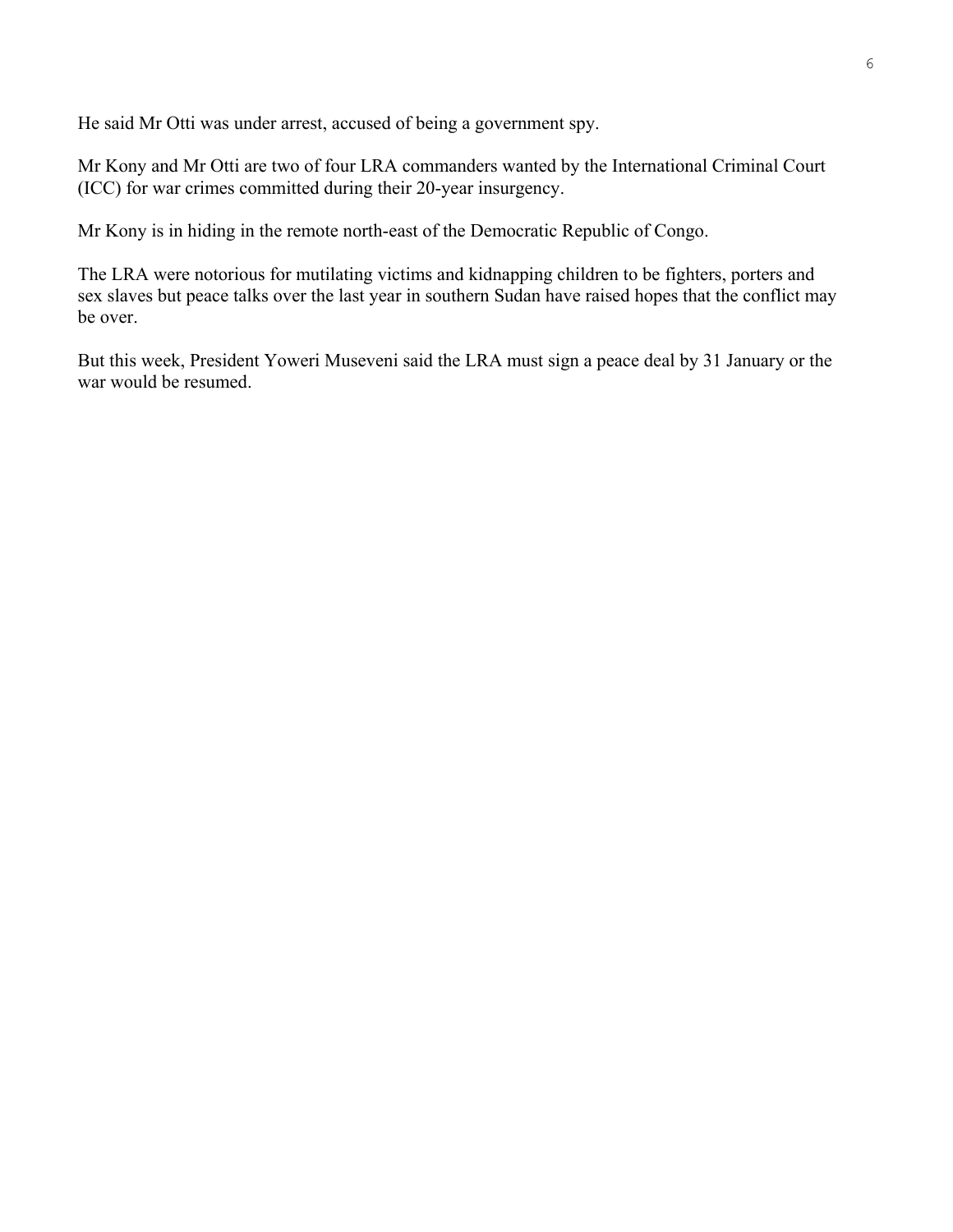He said Mr Otti was under arrest, accused of being a government spy.

Mr Kony and Mr Otti are two of four LRA commanders wanted by the International Criminal Court (ICC) for war crimes committed during their 20-year insurgency.

Mr Kony is in hiding in the remote north-east of the Democratic Republic of Congo.

The LRA were notorious for mutilating victims and kidnapping children to be fighters, porters and sex slaves but peace talks over the last year in southern Sudan have raised hopes that the conflict may be over.

But this week, President Yoweri Museveni said the LRA must sign a peace deal by 31 January or the war would be resumed.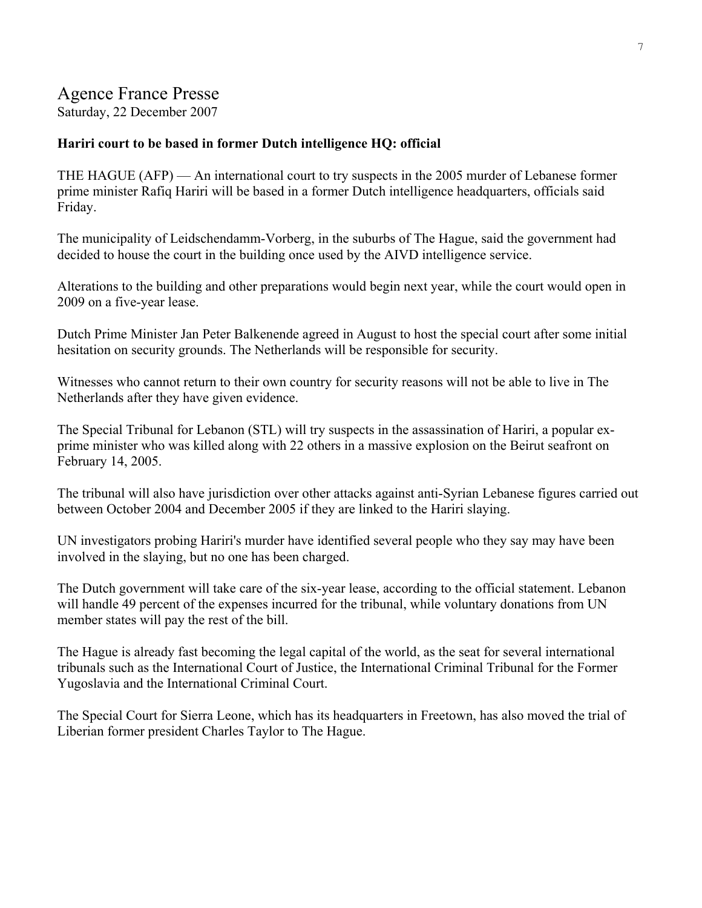# Agence France Presse

Saturday, 22 December 2007

**Hariri court to be based in former Dutch intelligence HQ: official**

THE HAGUE (AFP) — An international court to try suspects in the 2005 murder of Lebanese former prime minister Rafiq Hariri will be based in a former Dutch intelligence headquarters, officials said Friday.

The municipality of Leidschendamm-Vorberg, in the suburbs of The Hague, said the government had decided to house the court in the building once used by the AIVD intelligence service.

Alterations to the building and other preparations would begin next year, while the court would open in 2009 on a five-year lease.

Dutch Prime Minister Jan Peter Balkenende agreed in August to host the special court after some initial hesitation on security grounds. The Netherlands will be responsible for security.

Witnesses who cannot return to their own country for security reasons will not be able to live in The Netherlands after they have given evidence.

The Special Tribunal for Lebanon (STL) will try suspects in the assassination of Hariri, a popular ex-prime minister who was killed along with 22 others in a massive explosion on the Beirut seafront on February 14, 2005.

The tribunal will also have jurisdiction over other attacks against anti-Syrian Lebanese figures carried out between October 2004 and December 2005 if they are linked to the Hariri slaying.

UN investigators probing Hariri's murder have identified several people who they say may have been involved in the slaying, but no one has been charged.

The Dutch government will take care of the six-year lease, according to the official statement. Lebanon will handle 49 percent of the expenses incurred for the tribunal, while voluntary donations from UN member states will pay the rest of the bill.

The Hague is already fast becoming the legal capital of the world, as the seat for several international tribunals such as the International Court of Justice, the International Criminal Tribunal for the Former Yugoslavia and the International Criminal Court.

The Special Court for Sierra Leone, which has its headquarters in Freetown, has also moved the trial of Liberian former president Charles Taylor to The Hague.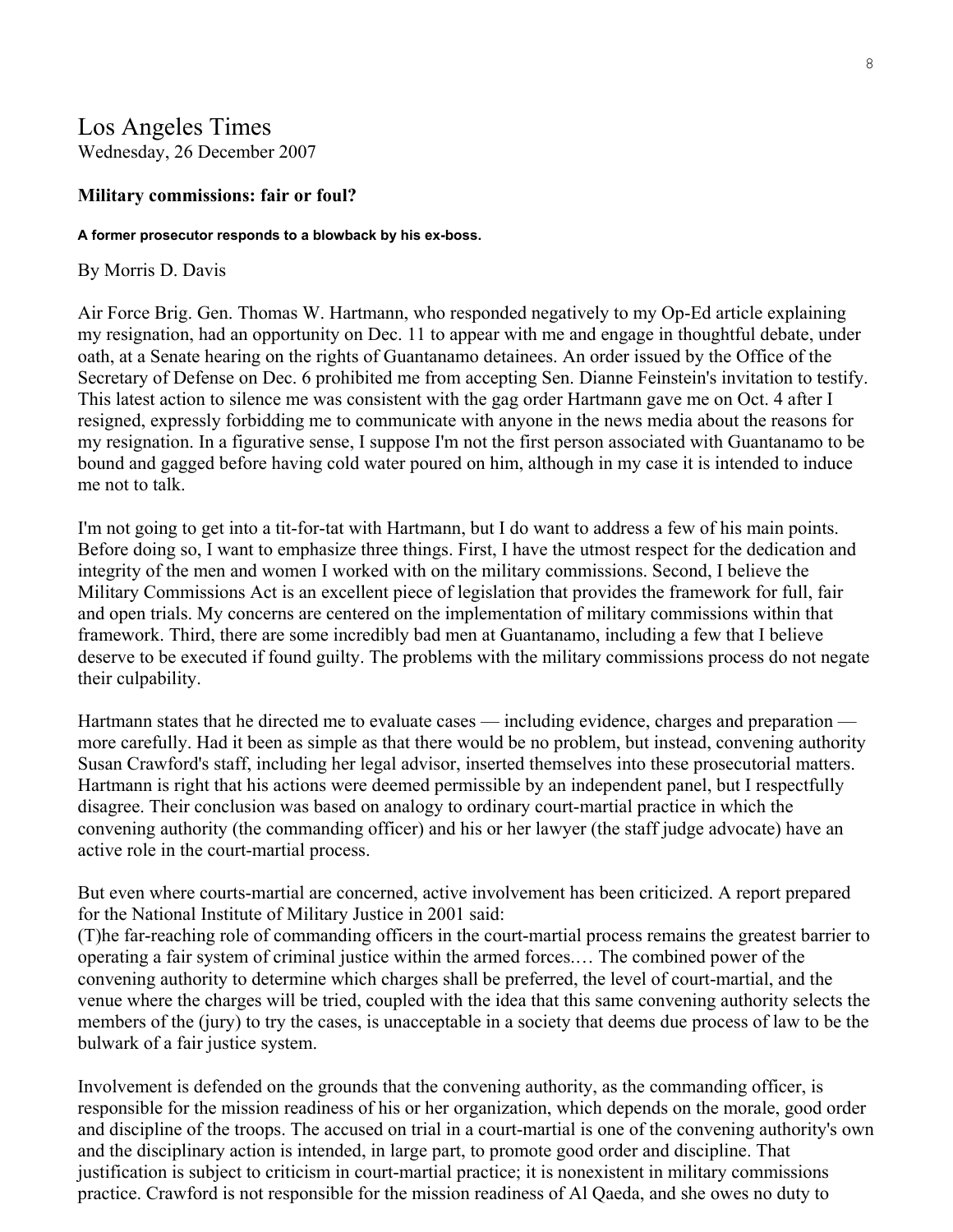# Los Angeles Times

Wednesday, 26 December 2007

**Military commissions: fair or foul?**

**A former prosecutor responds to a blowback by his ex-boss.**

By Morris D. Davis

Air Force Brig. Gen. Thomas W. Hartmann, who responded negatively to my Op-Ed article explaining my resignation, had an opportunity on Dec. 11 to appear with me and engage in thoughtful debate, under oath, at a Senate hearing on the rights of Guantanamo detainees. An order issued by the Office of the Secretary of Defense on Dec. 6 prohibited me from accepting Sen. Dianne Feinstein's invitation to testify. This latest action to silence me was consistent with the gag order Hartmann gave me on Oct. 4 after I resigned, expressly forbidding me to communicate with anyone in the news media about the reasons for my resignation. In a figurative sense, I suppose I'm not the first person associated with Guantanamo to be bound and gagged before having cold water poured on him, although in my case it is intended to induce me not to talk.

I'm not going to get into a tit-for-tat with Hartmann, but I do want to address a few of his main points. Before doing so, I want to emphasize three things. First, I have the utmost respect for the dedication and integrity of the men and women I worked with on the military commissions. Second, I believe the Military Commissions Act is an excellent piece of legislation that provides the framework for full, fair and open trials. My concerns are centered on the implementation of military commissions within that framework. Third, there are some incredibly bad men at Guantanamo, including a few that I believe deserve to be executed if found guilty. The problems with the military commissions process do not negate their culpability.

Hartmann states that he directed me to evaluate cases — including evidence, charges and preparation — more carefully. Had it been as simple as that there would be no problem, but instead, convening authority Susan Crawford's staff, including her legal advisor, inserted themselves into these prosecutorial matters. Hartmann is right that his actions were deemed permissible by an independent panel, but I respectfully disagree. Their conclusion was based on analogy to ordinary court-martial practice in which the convening authority (the commanding officer) and his or her lawyer (the staff judge advocate) have an active role in the court-martial process.

But even where courts-martial are concerned, active involvement has been criticized. A report prepared for the National Institute of Military Justice in 2001 said:
(T)he far-reaching role of commanding officers in the court-martial process remains the greatest barrier to operating a fair system of criminal justice within the armed forces.… The combined power of the convening authority to determine which charges shall be preferred, the level of court-martial, and the venue where the charges will be tried, coupled with the idea that this same convening authority selects the members of the (jury) to try the cases, is unacceptable in a society that deems due process of law to be the bulwark of a fair justice system.

Involvement is defended on the grounds that the convening authority, as the commanding officer, is responsible for the mission readiness of his or her organization, which depends on the morale, good order and discipline of the troops. The accused on trial in a court-martial is one of the convening authority's own and the disciplinary action is intended, in large part, to promote good order and discipline. That justification is subject to criticism in court-martial practice; it is nonexistent in military commissions practice. Crawford is not responsible for the mission readiness of Al Qaeda, and she owes no duty to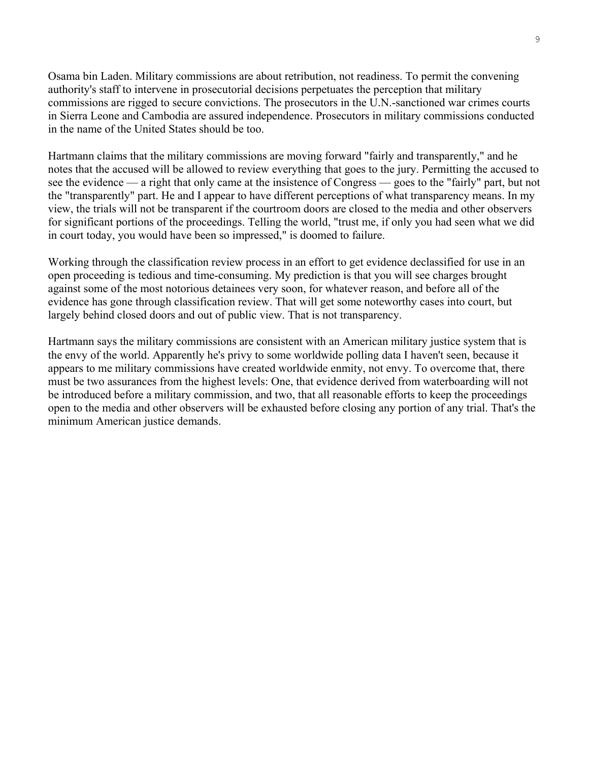Osama bin Laden. Military commissions are about retribution, not readiness. To permit the convening authority's staff to intervene in prosecutorial decisions perpetuates the perception that military commissions are rigged to secure convictions. The prosecutors in the U.N.-sanctioned war crimes courts in Sierra Leone and Cambodia are assured independence. Prosecutors in military commissions conducted in the name of the United States should be too.

Hartmann claims that the military commissions are moving forward "fairly and transparently," and he notes that the accused will be allowed to review everything that goes to the jury. Permitting the accused to see the evidence — a right that only came at the insistence of Congress — goes to the "fairly" part, but not the "transparently" part. He and I appear to have different perceptions of what transparency means. In my view, the trials will not be transparent if the courtroom doors are closed to the media and other observers for significant portions of the proceedings. Telling the world, "trust me, if only you had seen what we did in court today, you would have been so impressed," is doomed to failure.

Working through the classification review process in an effort to get evidence declassified for use in an open proceeding is tedious and time-consuming. My prediction is that you will see charges brought against some of the most notorious detainees very soon, for whatever reason, and before all of the evidence has gone through classification review. That will get some noteworthy cases into court, but largely behind closed doors and out of public view. That is not transparency.

Hartmann says the military commissions are consistent with an American military justice system that is the envy of the world. Apparently he's privy to some worldwide polling data I haven't seen, because it appears to me military commissions have created worldwide enmity, not envy. To overcome that, there must be two assurances from the highest levels: One, that evidence derived from waterboarding will not be introduced before a military commission, and two, that all reasonable efforts to keep the proceedings open to the media and other observers will be exhausted before closing any portion of any trial. That's the minimum American justice demands.